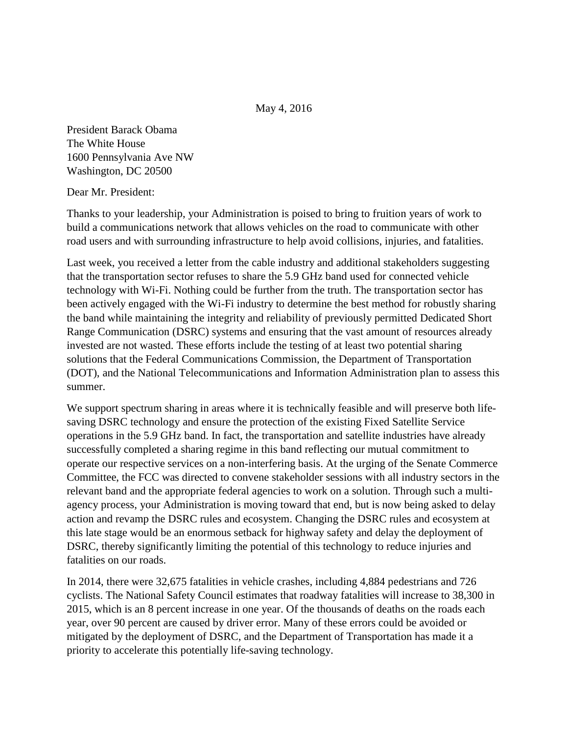May 4, 2016

President Barack Obama
The White House
1600 Pennsylvania Ave NW
Washington, DC 20500

Dear Mr. President:

Thanks to your leadership, your Administration is poised to bring to fruition years of work to build a communications network that allows vehicles on the road to communicate with other road users and with surrounding infrastructure to help avoid collisions, injuries, and fatalities.

Last week, you received a letter from the cable industry and additional stakeholders suggesting that the transportation sector refuses to share the 5.9 GHz band used for connected vehicle technology with Wi-Fi. Nothing could be further from the truth. The transportation sector has been actively engaged with the Wi-Fi industry to determine the best method for robustly sharing the band while maintaining the integrity and reliability of previously permitted Dedicated Short Range Communication (DSRC) systems and ensuring that the vast amount of resources already invested are not wasted. These efforts include the testing of at least two potential sharing solutions that the Federal Communications Commission, the Department of Transportation (DOT), and the National Telecommunications and Information Administration plan to assess this summer.

We support spectrum sharing in areas where it is technically feasible and will preserve both life-saving DSRC technology and ensure the protection of the existing Fixed Satellite Service operations in the 5.9 GHz band. In fact, the transportation and satellite industries have already successfully completed a sharing regime in this band reflecting our mutual commitment to operate our respective services on a non-interfering basis. At the urging of the Senate Commerce Committee, the FCC was directed to convene stakeholder sessions with all industry sectors in the relevant band and the appropriate federal agencies to work on a solution. Through such a multi-agency process, your Administration is moving toward that end, but is now being asked to delay action and revamp the DSRC rules and ecosystem. Changing the DSRC rules and ecosystem at this late stage would be an enormous setback for highway safety and delay the deployment of DSRC, thereby significantly limiting the potential of this technology to reduce injuries and fatalities on our roads.

In 2014, there were 32,675 fatalities in vehicle crashes, including 4,884 pedestrians and 726 cyclists. The National Safety Council estimates that roadway fatalities will increase to 38,300 in 2015, which is an 8 percent increase in one year. Of the thousands of deaths on the roads each year, over 90 percent are caused by driver error. Many of these errors could be avoided or mitigated by the deployment of DSRC, and the Department of Transportation has made it a priority to accelerate this potentially life-saving technology.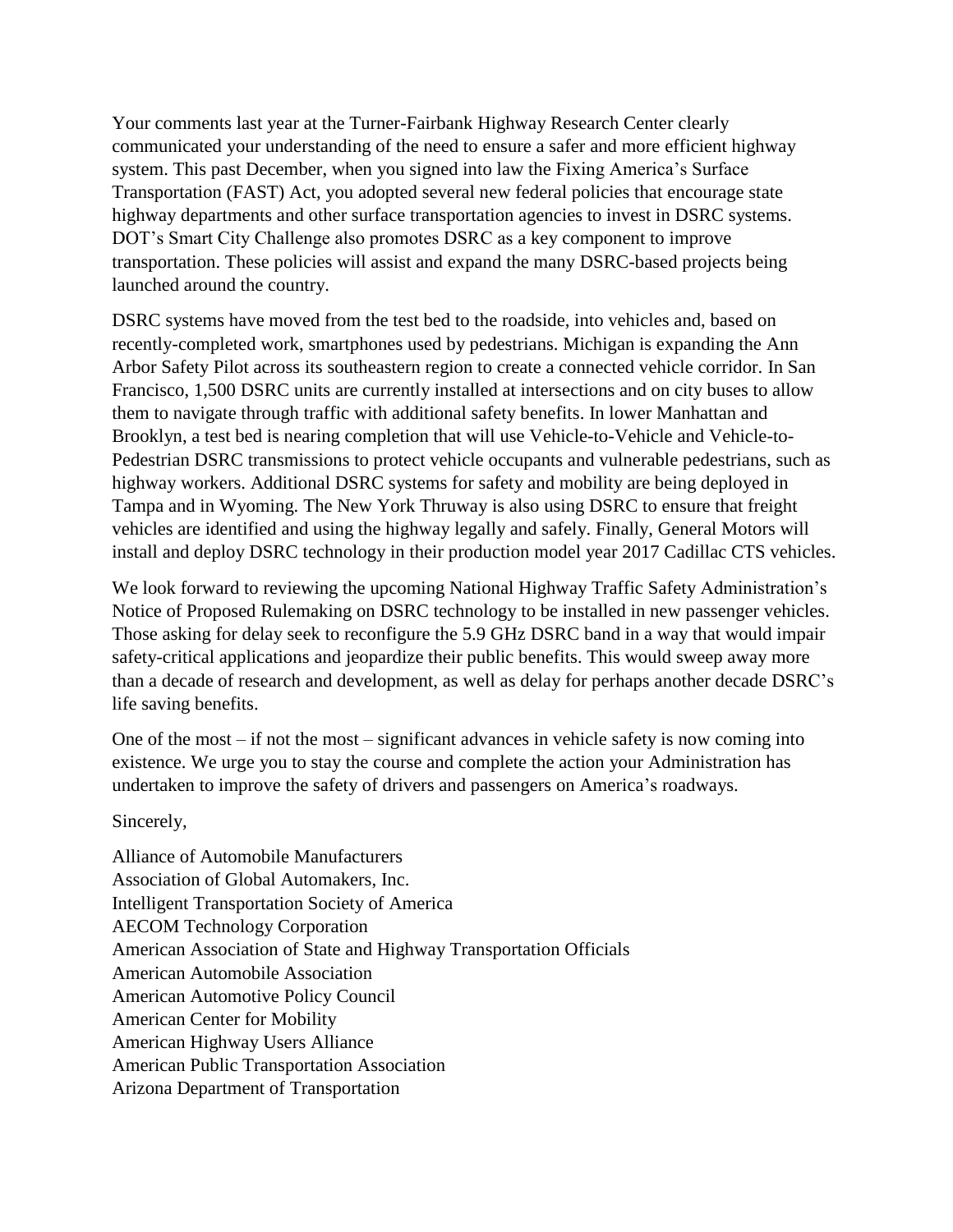Your comments last year at the Turner-Fairbank Highway Research Center clearly communicated your understanding of the need to ensure a safer and more efficient highway system. This past December, when you signed into law the Fixing America's Surface Transportation (FAST) Act, you adopted several new federal policies that encourage state highway departments and other surface transportation agencies to invest in DSRC systems. DOT's Smart City Challenge also promotes DSRC as a key component to improve transportation. These policies will assist and expand the many DSRC-based projects being launched around the country.

DSRC systems have moved from the test bed to the roadside, into vehicles and, based on recently-completed work, smartphones used by pedestrians. Michigan is expanding the Ann Arbor Safety Pilot across its southeastern region to create a connected vehicle corridor. In San Francisco, 1,500 DSRC units are currently installed at intersections and on city buses to allow them to navigate through traffic with additional safety benefits. In lower Manhattan and Brooklyn, a test bed is nearing completion that will use Vehicle-to-Vehicle and Vehicle-to-Pedestrian DSRC transmissions to protect vehicle occupants and vulnerable pedestrians, such as highway workers. Additional DSRC systems for safety and mobility are being deployed in Tampa and in Wyoming. The New York Thruway is also using DSRC to ensure that freight vehicles are identified and using the highway legally and safely. Finally, General Motors will install and deploy DSRC technology in their production model year 2017 Cadillac CTS vehicles.

We look forward to reviewing the upcoming National Highway Traffic Safety Administration's Notice of Proposed Rulemaking on DSRC technology to be installed in new passenger vehicles. Those asking for delay seek to reconfigure the 5.9 GHz DSRC band in a way that would impair safety-critical applications and jeopardize their public benefits. This would sweep away more than a decade of research and development, as well as delay for perhaps another decade DSRC's life saving benefits.

One of the most – if not the most – significant advances in vehicle safety is now coming into existence. We urge you to stay the course and complete the action your Administration has undertaken to improve the safety of drivers and passengers on America's roadways.

Sincerely,

Alliance of Automobile Manufacturers
Association of Global Automakers, Inc.
Intelligent Transportation Society of America
AECOM Technology Corporation
American Association of State and Highway Transportation Officials
American Automobile Association
American Automotive Policy Council
American Center for Mobility
American Highway Users Alliance
American Public Transportation Association
Arizona Department of Transportation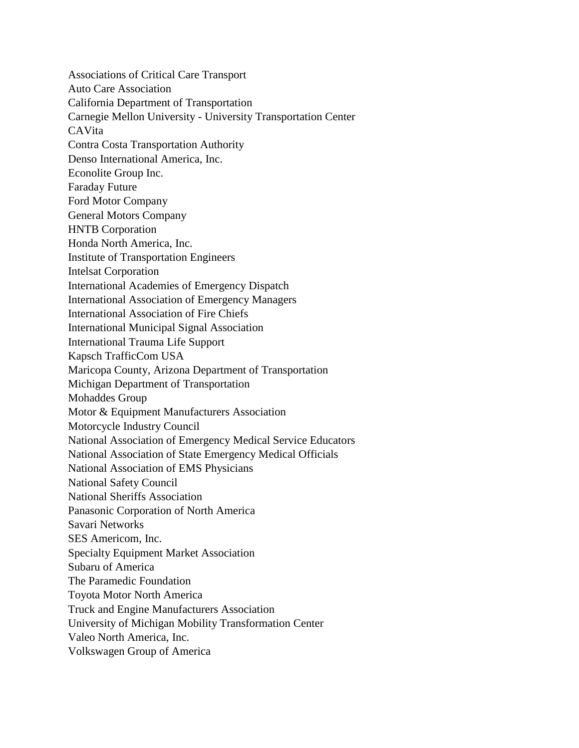Associations of Critical Care Transport
Auto Care Association
California Department of Transportation
Carnegie Mellon University - University Transportation Center
CAVita
Contra Costa Transportation Authority
Denso International America, Inc.
Econolite Group Inc.
Faraday Future
Ford Motor Company
General Motors Company
HNTB Corporation
Honda North America, Inc.
Institute of Transportation Engineers
Intelsat Corporation
International Academies of Emergency Dispatch
International Association of Emergency Managers
International Association of Fire Chiefs
International Municipal Signal Association
International Trauma Life Support
Kapsch TrafficCom USA
Maricopa County, Arizona Department of Transportation
Michigan Department of Transportation
Mohaddes Group
Motor & Equipment Manufacturers Association
Motorcycle Industry Council
National Association of Emergency Medical Service Educators
National Association of State Emergency Medical Officials
National Association of EMS Physicians
National Safety Council
National Sheriffs Association
Panasonic Corporation of North America
Savari Networks
SES Americom, Inc.
Specialty Equipment Market Association
Subaru of America
The Paramedic Foundation
Toyota Motor North America
Truck and Engine Manufacturers Association
University of Michigan Mobility Transformation Center
Valeo North America, Inc.
Volkswagen Group of America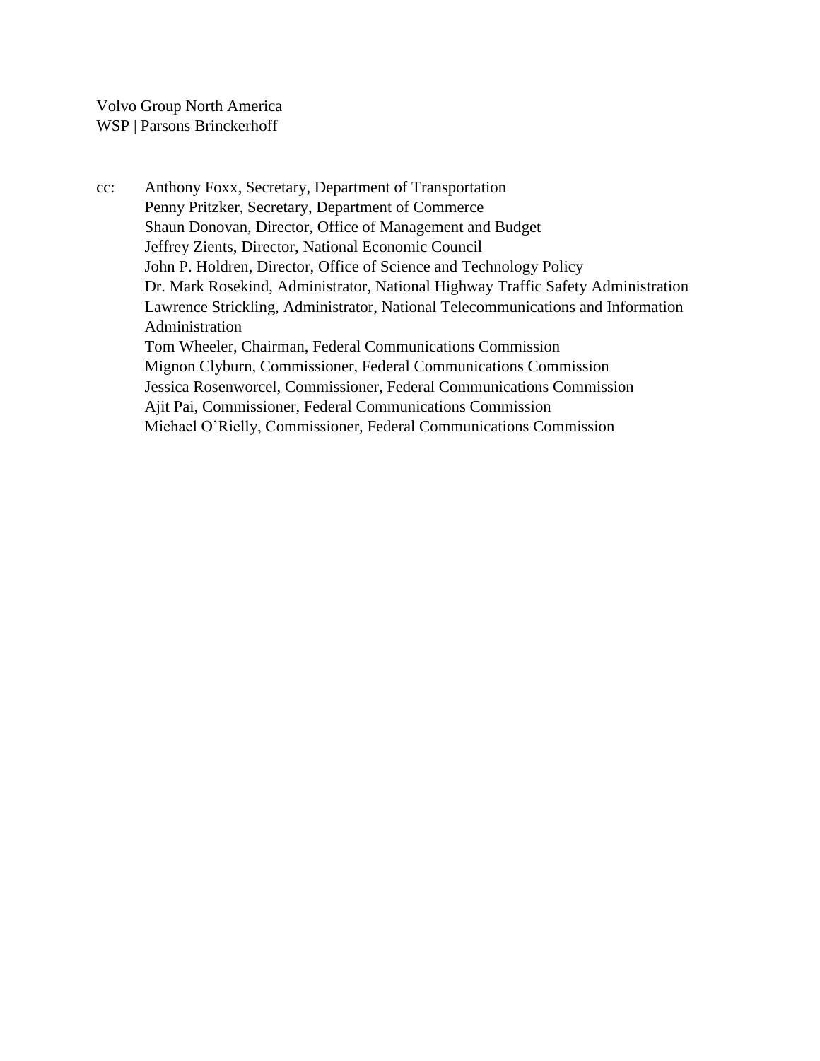Volvo Group North America
WSP | Parsons Brinckerhoff

cc: Anthony Foxx, Secretary, Department of Transportation
Penny Pritzker, Secretary, Department of Commerce
Shaun Donovan, Director, Office of Management and Budget
Jeffrey Zients, Director, National Economic Council
John P. Holdren, Director, Office of Science and Technology Policy
Dr. Mark Rosekind, Administrator, National Highway Traffic Safety Administration
Lawrence Strickling, Administrator, National Telecommunications and Information Administration
Tom Wheeler, Chairman, Federal Communications Commission
Mignon Clyburn, Commissioner, Federal Communications Commission
Jessica Rosenworcel, Commissioner, Federal Communications Commission
Ajit Pai, Commissioner, Federal Communications Commission
Michael O'Rielly, Commissioner, Federal Communications Commission